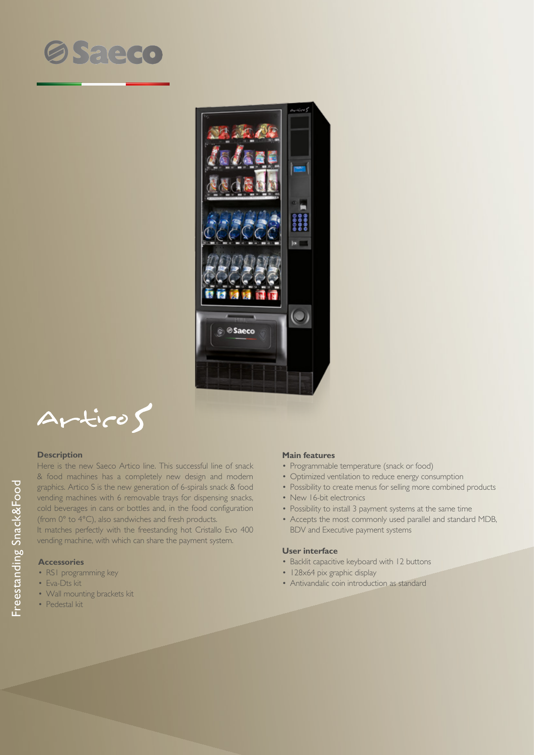# Saeco

## Artico S

### Description

Here is the new Saeco Artico line. This successful line of snack & food machines has a completely new design and modern graphics. Artico S is the new generation of 6-spirals snack & food vending machines with 6 removable trays for dispensing snacks, cold beverages in cans or bottles and, in the food configuration (from 0° to 4°C), also sandwiches and fresh products.
It matches perfectly with the freestanding hot Cristallo Evo 400 vending machine, with which can share the payment system.

### Accessories

- RS1 programming key
- Eva-Dts kit
- Wall mounting brackets kit
- Pedestal kit

### Main features

- Programmable temperature (snack or food)
- Optimized ventilation to reduce energy consumption
- Possibility to create menus for selling more combined products
- New 16-bit electronics
- Possibility to install 3 payment systems at the same time
- Accepts the most commonly used parallel and standard MDB, BDV and Executive payment systems

### User interface

- Backlit capacitive keyboard with 12 buttons
- 128x64 pix graphic display
- Antivandalic coin introduction as standard

Freestanding Snack&Food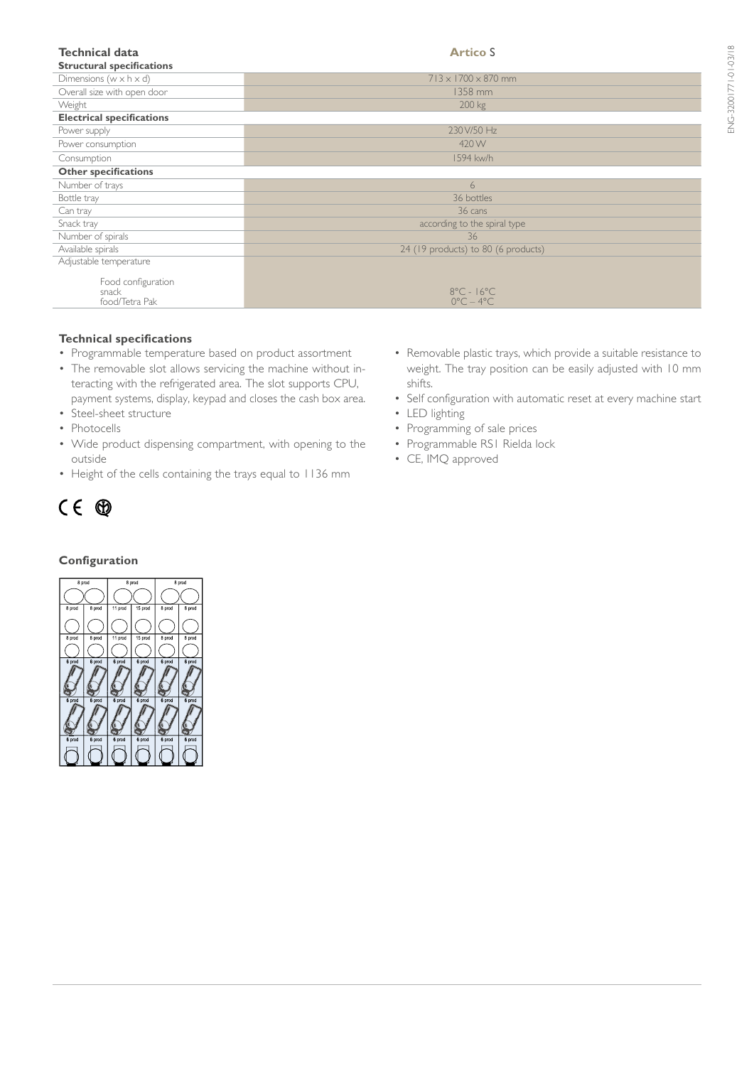| Technical data | Artico S |
|---|---|
| **Structural specifications** | |
| Dimensions (w x h x d) | 713 x 1700 x 870 mm |
| Overall size with open door | 1358 mm |
| Weight | 200 kg |
| **Electrical specifications** | |
| Power supply | 230 V/50 Hz |
| Power consumption | 420 W |
| Consumption | 1594 kw/h |
| **Other specifications** | |
| Number of trays | 6 |
| Bottle tray | 36 bottles |
| Can tray | 36 cans |
| Snack tray | according to the spiral type |
| Number of spirals | 36 |
| Available spirals | 24 (19 products) to 80 (6 products) |
| Adjustable temperature | |
| Food configuration | |
| snack | 8°C - 16°C |
| food/Tetra Pak | 0°C – 4°C |

### Technical specifications

- Programmable temperature based on product assortment
- The removable slot allows servicing the machine without interacting with the refrigerated area. The slot supports CPU, payment systems, display, keypad and closes the cash box area.
- Steel-sheet structure
- Photocells
- Wide product dispensing compartment, with opening to the outside
- Height of the cells containing the trays equal to 1136 mm
- Removable plastic trays, which provide a suitable resistance to weight. The tray position can be easily adjusted with 10 mm shifts.
- Self configuration with automatic reset at every machine start
- LED lighting
- Programming of sale prices
- Programmable RS1 Rielda lock
- CE, IMQ approved

### Configuration

| 8 prod | | 8 prod | | 8 prod | |
|---|---|---|---|---|---|
| 8 prod | 8 prod | 11 prod | 15 prod | 8 prod | 8 prod |
| 8 prod | 8 prod | 11 prod | 15 prod | 8 prod | 8 prod |
| 6 prod | 6 prod | 6 prod | 6 prod | 6 prod | 6 prod |
| 6 prod | 6 prod | 6 prod | 6 prod | 6 prod | 6 prod |
| 6 prod | 6 prod | 6 prod | 6 prod | 6 prod | 6 prod |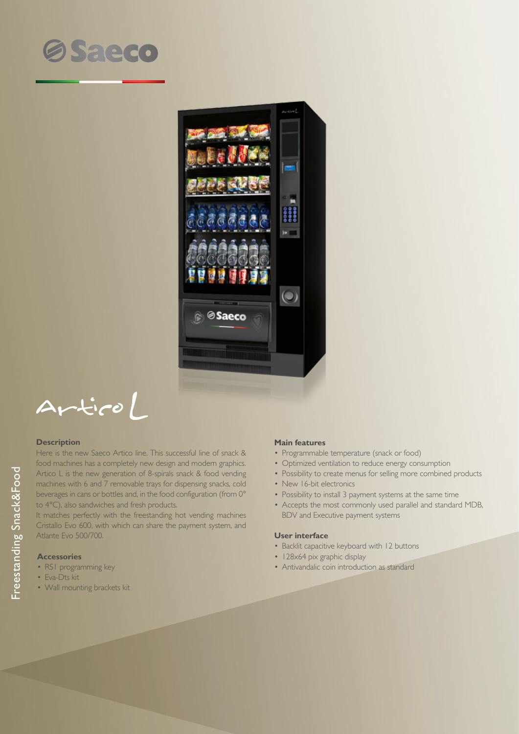# Saeco

# Artico L

### Description

Here is the new Saeco Artico line. This successful line of snack & food machines has a completely new design and modern graphics. Artico L is the new generation of 8-spirals snack & food vending machines with 6 and 7 removable trays for dispensing snacks, cold beverages in cans or bottles and, in the food configuration (from 0° to 4°C), also sandwiches and fresh products.

It matches perfectly with the freestanding hot vending machines Cristallo Evo 600, with which can share the payment system, and Atlante Evo 500/700.

### Accessories

- RS1 programming key
- Eva-Dts kit
- Wall mounting brackets kit

### Main features

- Programmable temperature (snack or food)
- Optimized ventilation to reduce energy consumption
- Possibility to create menus for selling more combined products
- New 16-bit electronics
- Possibility to install 3 payment systems at the same time
- Accepts the most commonly used parallel and standard MDB, BDV and Executive payment systems

### User interface

- Backlit capacitive keyboard with 12 buttons
- 128x64 pix graphic display
- Antivandalic coin introduction as standard

Freestanding Snack&Food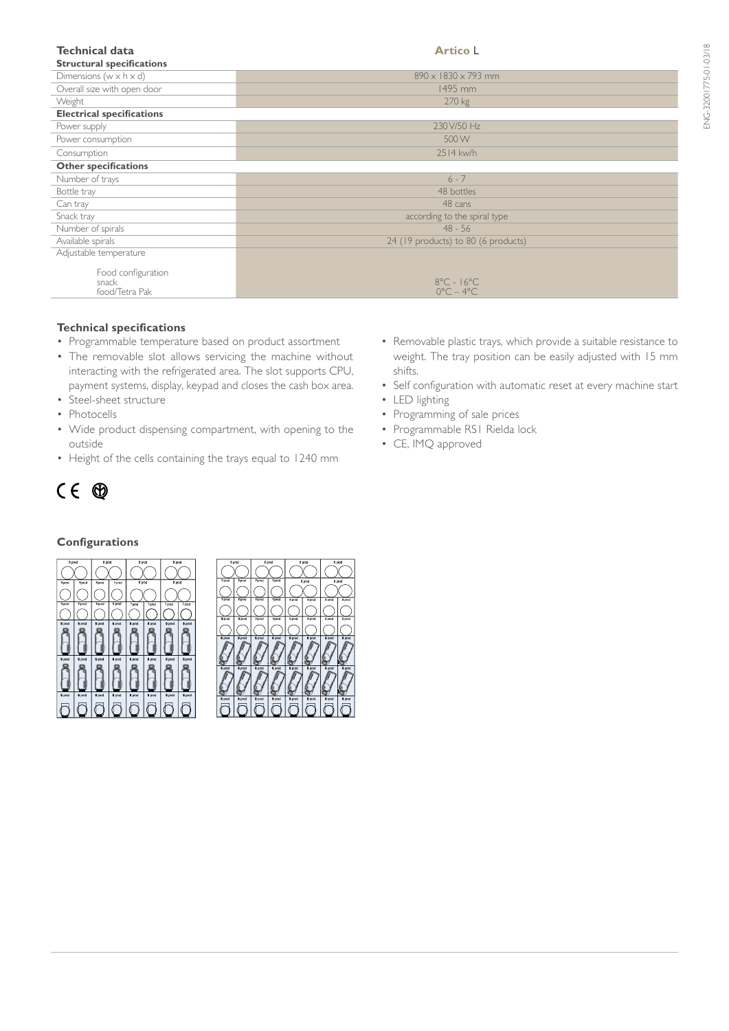| Technical data | Artico L |
|---|---|
| **Structural specifications** | |
| Dimensions (w x h x d) | 890 x 1830 x 793 mm |
| Overall size with open door | 1495 mm |
| Weight | 270 kg |
| **Electrical specifications** | |
| Power supply | 230 V/50 Hz |
| Power consumption | 500 W |
| Consumption | 2514 kw/h |
| **Other specifications** | |
| Number of trays | 6 - 7 |
| Bottle tray | 48 bottles |
| Can tray | 48 cans |
| Snack tray | according to the spiral type |
| Number of spirals | 48 - 56 |
| Available spirals | 24 (19 products) to 80 (6 products) |
| Adjustable temperature | |
| Food configuration | |
| snack | 8°C - 16°C |
| food/Tetra Pak | 0°C – 4°C |

### Technical specifications

- Programmable temperature based on product assortment
- The removable slot allows servicing the machine without interacting with the refrigerated area. The slot supports CPU, payment systems, display, keypad and closes the cash box area.
- Steel-sheet structure
- Photocells
- Wide product dispensing compartment, with opening to the outside
- Height of the cells containing the trays equal to 1240 mm
- Removable plastic trays, which provide a suitable resistance to weight. The tray position can be easily adjusted with 15 mm shifts.
- Self configuration with automatic reset at every machine start
- LED lighting
- Programming of sale prices
- Programmable RS1 Rielda lock
- CE, IMQ approved

### Configurations